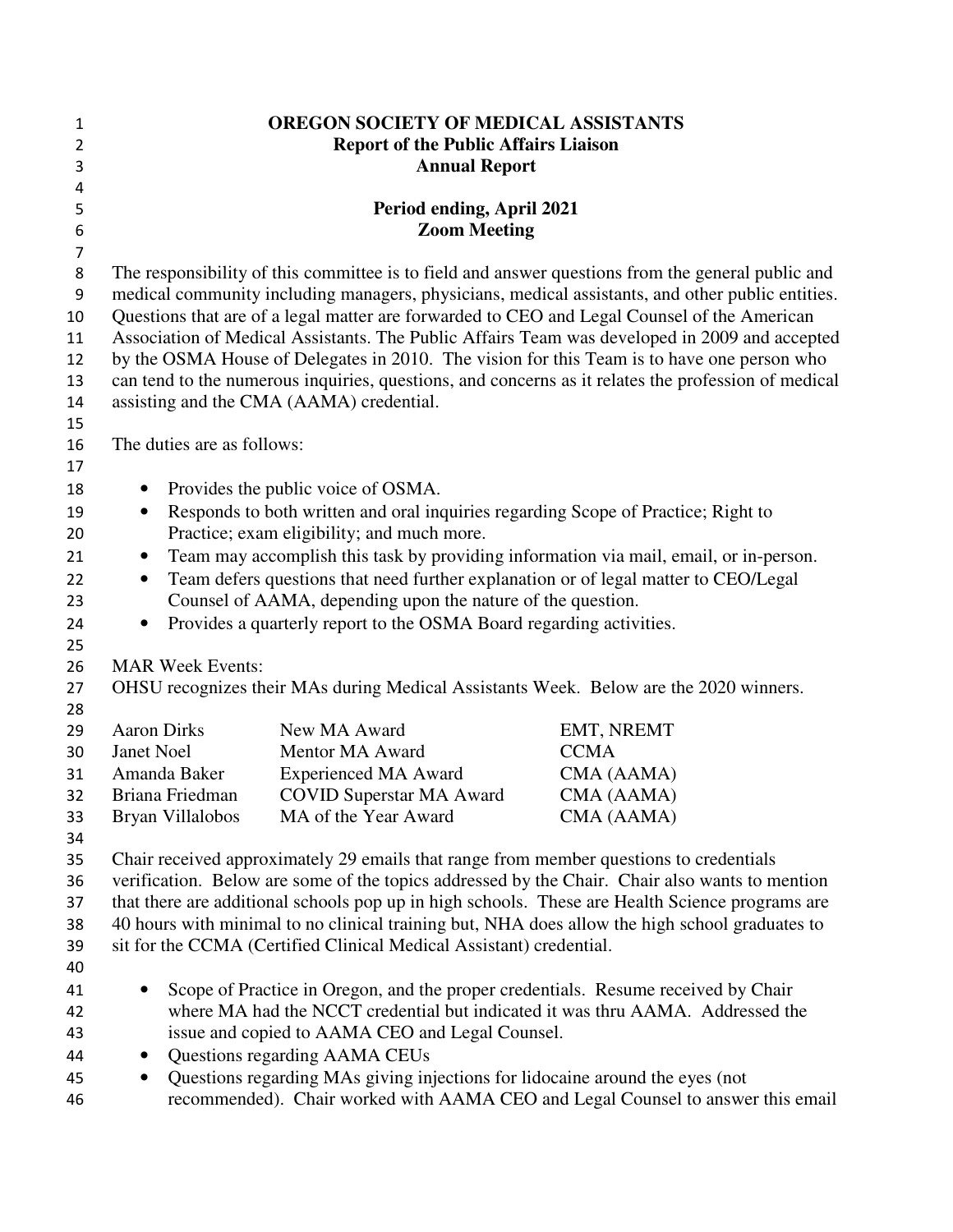# OREGON SOCIETY OF MEDICAL ASSISTANTS
## Report of the Public Affairs Liaison
## Annual Report

**Period ending, April 2021**
**Zoom Meeting**

The responsibility of this committee is to field and answer questions from the general public and medical community including managers, physicians, medical assistants, and other public entities. Questions that are of a legal matter are forwarded to CEO and Legal Counsel of the American Association of Medical Assistants. The Public Affairs Team was developed in 2009 and accepted by the OSMA House of Delegates in 2010. The vision for this Team is to have one person who can tend to the numerous inquiries, questions, and concerns as it relates the profession of medical assisting and the CMA (AAMA) credential.

The duties are as follows:

- Provides the public voice of OSMA.
- Responds to both written and oral inquiries regarding Scope of Practice; Right to Practice; exam eligibility; and much more.
- Team may accomplish this task by providing information via mail, email, or in-person.
- Team defers questions that need further explanation or of legal matter to CEO/Legal Counsel of AAMA, depending upon the nature of the question.
- Provides a quarterly report to the OSMA Board regarding activities.

MAR Week Events:
OHSU recognizes their MAs during Medical Assistants Week. Below are the 2020 winners.

| | | |
|---|---|---|
| Aaron Dirks | New MA Award | EMT, NREMT |
| Janet Noel | Mentor MA Award | CCMA |
| Amanda Baker | Experienced MA Award | CMA (AAMA) |
| Briana Friedman | COVID Superstar MA Award | CMA (AAMA) |
| Bryan Villalobos | MA of the Year Award | CMA (AAMA) |

Chair received approximately 29 emails that range from member questions to credentials verification. Below are some of the topics addressed by the Chair. Chair also wants to mention that there are additional schools pop up in high schools. These are Health Science programs are 40 hours with minimal to no clinical training but, NHA does allow the high school graduates to sit for the CCMA (Certified Clinical Medical Assistant) credential.

- Scope of Practice in Oregon, and the proper credentials. Resume received by Chair where MA had the NCCT credential but indicated it was thru AAMA. Addressed the issue and copied to AAMA CEO and Legal Counsel.
- Questions regarding AAMA CEUs
- Questions regarding MAs giving injections for lidocaine around the eyes (not recommended). Chair worked with AAMA CEO and Legal Counsel to answer this email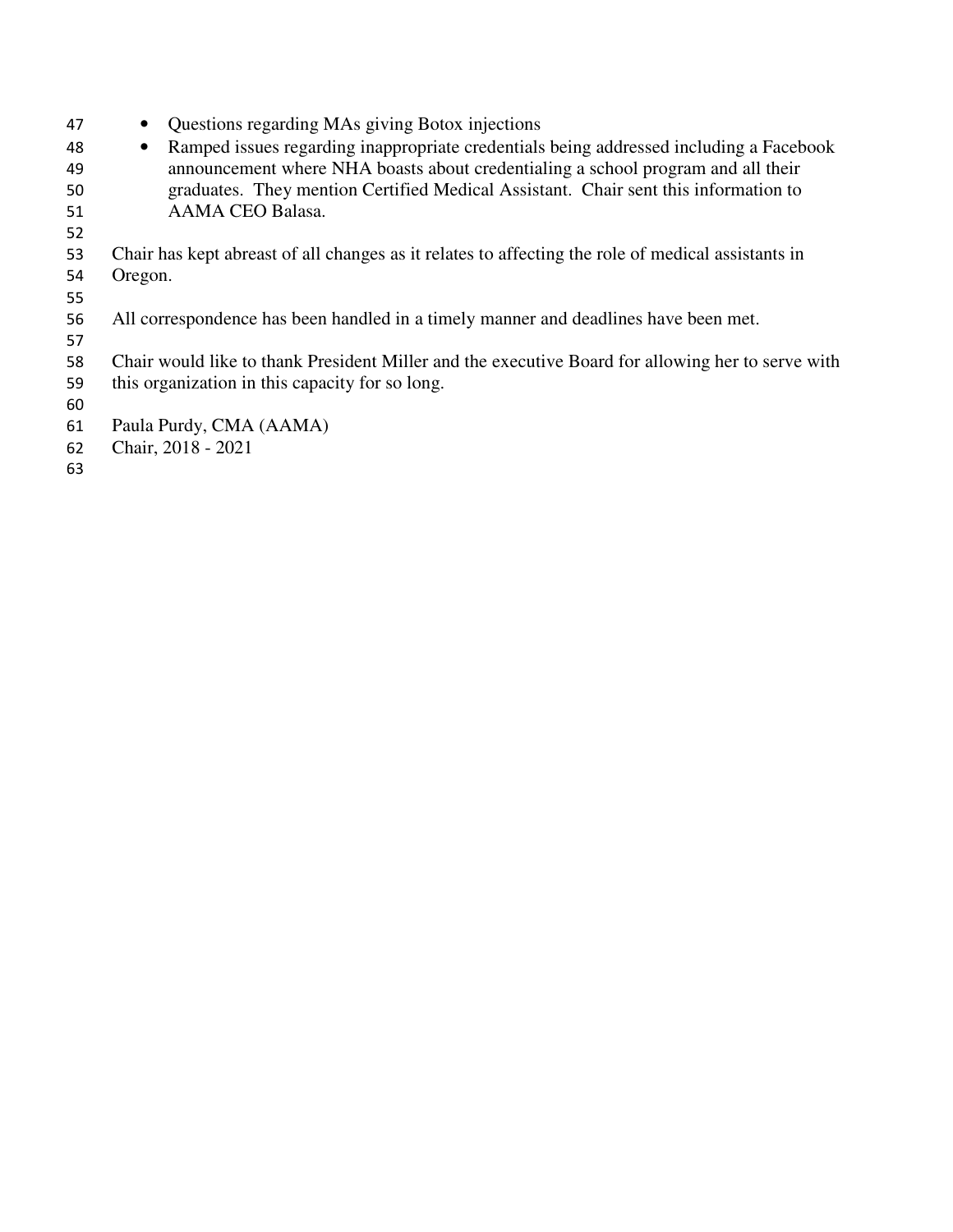- Questions regarding MAs giving Botox injections
- Ramped issues regarding inappropriate credentials being addressed including a Facebook announcement where NHA boasts about credentialing a school program and all their graduates. They mention Certified Medical Assistant. Chair sent this information to AAMA CEO Balasa.

Chair has kept abreast of all changes as it relates to affecting the role of medical assistants in Oregon.

All correspondence has been handled in a timely manner and deadlines have been met.

Chair would like to thank President Miller and the executive Board for allowing her to serve with this organization in this capacity for so long.

Paula Purdy, CMA (AAMA)
Chair, 2018 - 2021